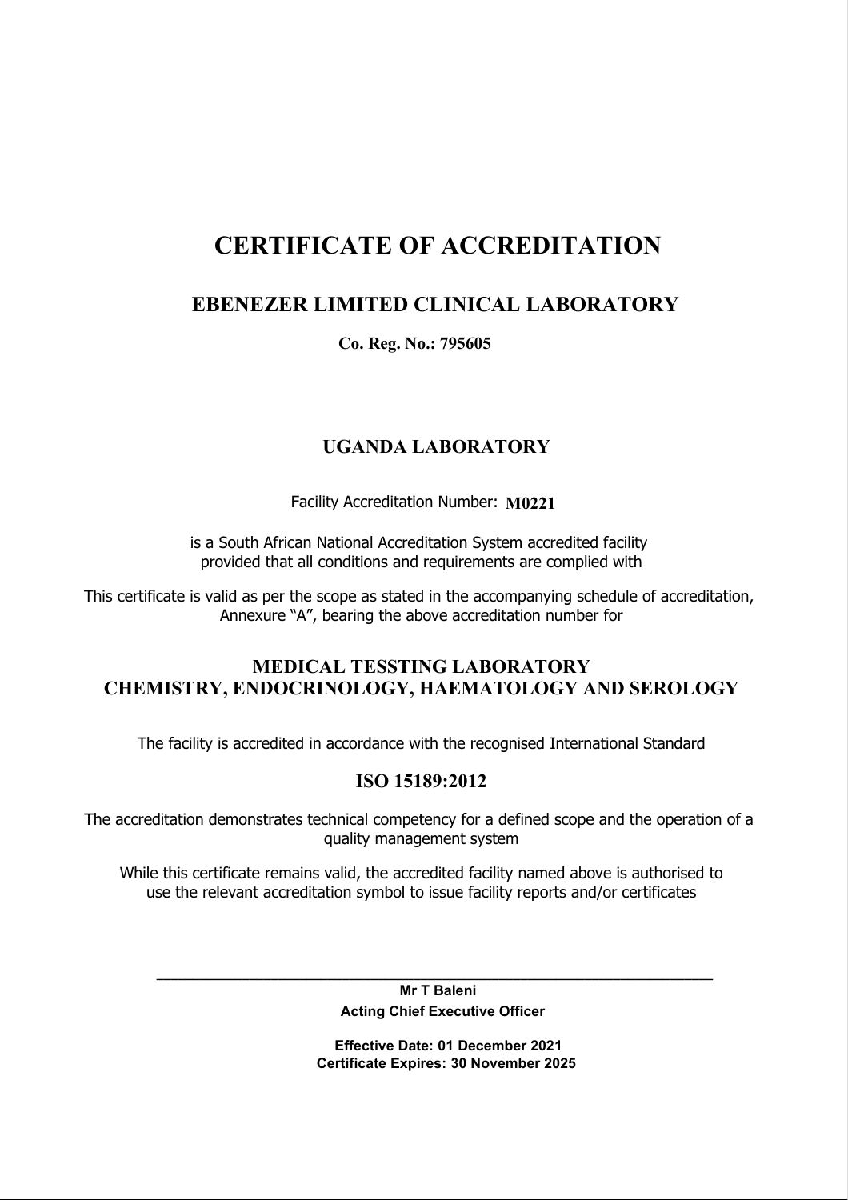# CERTIFICATE OF ACCREDITATION

## EBENEZER LIMITED CLINICAL LABORATORY

**Co. Reg. No.: 795605**

### UGANDA LABORATORY

Facility Accreditation Number: **M0221**

is a South African National Accreditation System accredited facility
provided that all conditions and requirements are complied with

This certificate is valid as per the scope as stated in the accompanying schedule of accreditation, Annexure "A", bearing the above accreditation number for

### MEDICAL TESSTING LABORATORY
### CHEMISTRY, ENDOCRINOLOGY, HAEMATOLOGY AND SEROLOGY

The facility is accredited in accordance with the recognised International Standard

### ISO 15189:2012

The accreditation demonstrates technical competency for a defined scope and the operation of a quality management system

While this certificate remains valid, the accredited facility named above is authorised to use the relevant accreditation symbol to issue facility reports and/or certificates

**Mr T Baleni**
**Acting Chief Executive Officer**

**Effective Date: 01 December 2021**
**Certificate Expires: 30 November 2025**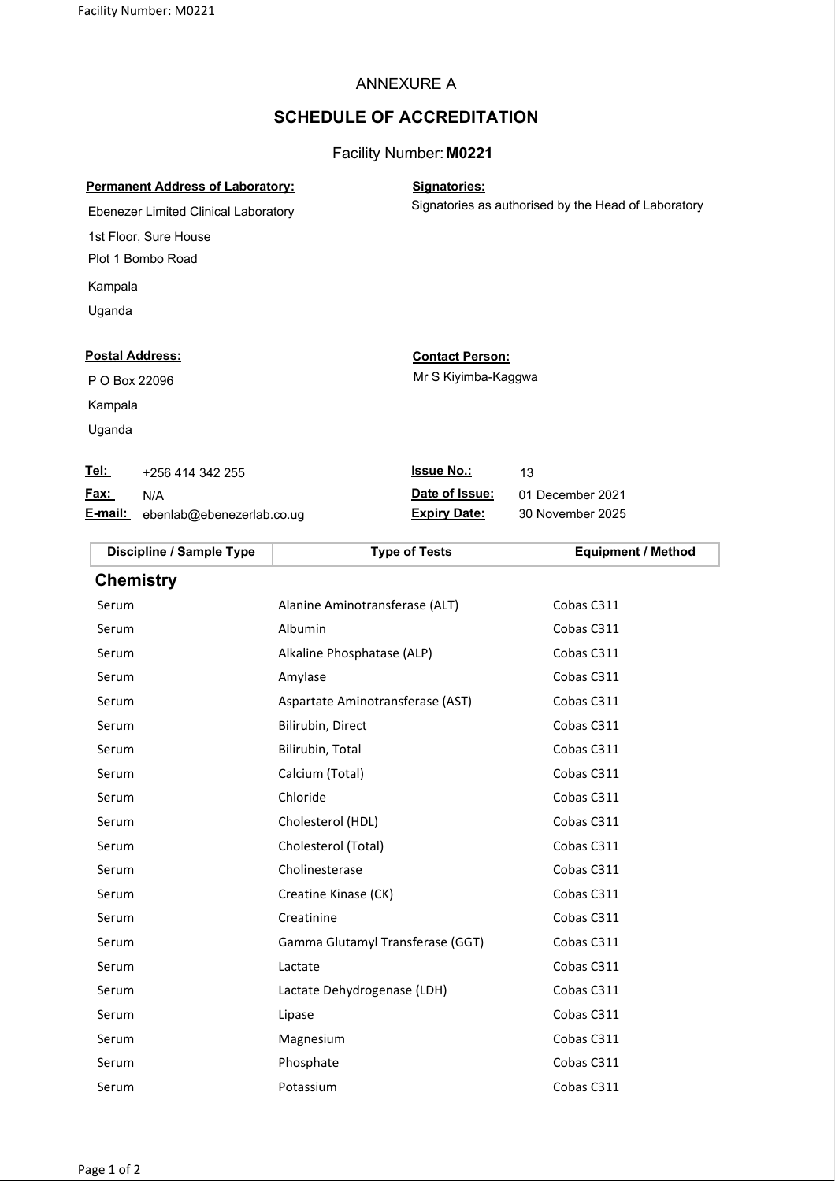# ANNEXURE A

## SCHEDULE OF ACCREDITATION

Facility Number: **M0221**

**Permanent Address of Laboratory:**

Ebenezer Limited Clinical Laboratory
1st Floor, Sure House
Plot 1 Bombo Road
Kampala
Uganda

**Signatories:**

Signatories as authorised by the Head of Laboratory

**Postal Address:**

P O Box 22096
Kampala
Uganda

**Contact Person:**

Mr S Kiyimba-Kaggwa

**Tel:** +256 414 342 255
**Fax:** N/A
**E-mail:** ebenlab@ebenezerlab.co.ug

**Issue No.:** 13
**Date of Issue:** 01 December 2021
**Expiry Date:** 30 November 2025

| Discipline / Sample Type | Type of Tests | Equipment / Method |
|---|---|---|
| **Chemistry** | | |
| Serum | Alanine Aminotransferase (ALT) | Cobas C311 |
| Serum | Albumin | Cobas C311 |
| Serum | Alkaline Phosphatase (ALP) | Cobas C311 |
| Serum | Amylase | Cobas C311 |
| Serum | Aspartate Aminotransferase (AST) | Cobas C311 |
| Serum | Bilirubin, Direct | Cobas C311 |
| Serum | Bilirubin, Total | Cobas C311 |
| Serum | Calcium (Total) | Cobas C311 |
| Serum | Chloride | Cobas C311 |
| Serum | Cholesterol (HDL) | Cobas C311 |
| Serum | Cholesterol (Total) | Cobas C311 |
| Serum | Cholinesterase | Cobas C311 |
| Serum | Creatine Kinase (CK) | Cobas C311 |
| Serum | Creatinine | Cobas C311 |
| Serum | Gamma Glutamyl Transferase (GGT) | Cobas C311 |
| Serum | Lactate | Cobas C311 |
| Serum | Lactate Dehydrogenase (LDH) | Cobas C311 |
| Serum | Lipase | Cobas C311 |
| Serum | Magnesium | Cobas C311 |
| Serum | Phosphate | Cobas C311 |
| Serum | Potassium | Cobas C311 |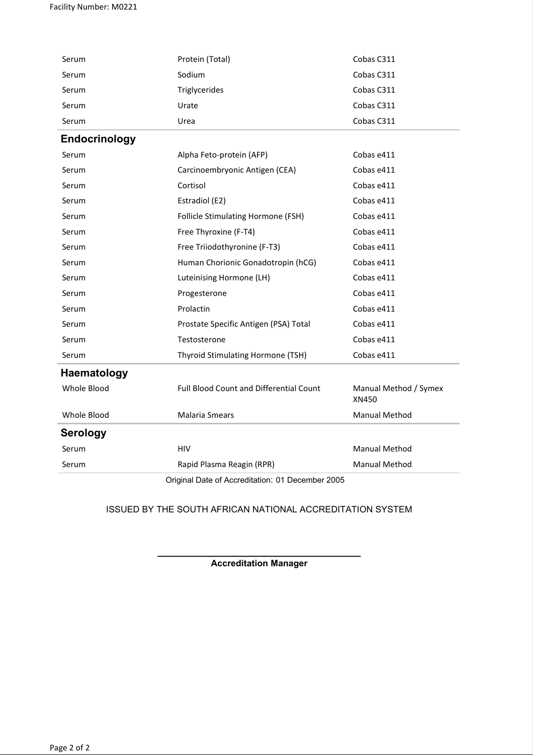| | | |
|---|---|---|
| Serum | Protein (Total) | Cobas C311 |
| Serum | Sodium | Cobas C311 |
| Serum | Triglycerides | Cobas C311 |
| Serum | Urate | Cobas C311 |
| Serum | Urea | Cobas C311 |

## Endocrinology

| | | |
|---|---|---|
| Serum | Alpha Feto-protein (AFP) | Cobas e411 |
| Serum | Carcinoembryonic Antigen (CEA) | Cobas e411 |
| Serum | Cortisol | Cobas e411 |
| Serum | Estradiol (E2) | Cobas e411 |
| Serum | Follicle Stimulating Hormone (FSH) | Cobas e411 |
| Serum | Free Thyroxine (F-T4) | Cobas e411 |
| Serum | Free Triiodothyronine (F-T3) | Cobas e411 |
| Serum | Human Chorionic Gonadotropin (hCG) | Cobas e411 |
| Serum | Luteinising Hormone (LH) | Cobas e411 |
| Serum | Progesterone | Cobas e411 |
| Serum | Prolactin | Cobas e411 |
| Serum | Prostate Specific Antigen (PSA) Total | Cobas e411 |
| Serum | Testosterone | Cobas e411 |
| Serum | Thyroid Stimulating Hormone (TSH) | Cobas e411 |

## Haematology

| | | |
|---|---|---|
| Whole Blood | Full Blood Count and Differential Count | Manual Method / Symex XN450 |
| Whole Blood | Malaria Smears | Manual Method |

## Serology

| | | |
|---|---|---|
| Serum | HIV | Manual Method |
| Serum | Rapid Plasma Reagin (RPR) | Manual Method |

Original Date of Accreditation: 01 December 2005

ISSUED BY THE SOUTH AFRICAN NATIONAL ACCREDITATION SYSTEM

**Accreditation Manager**